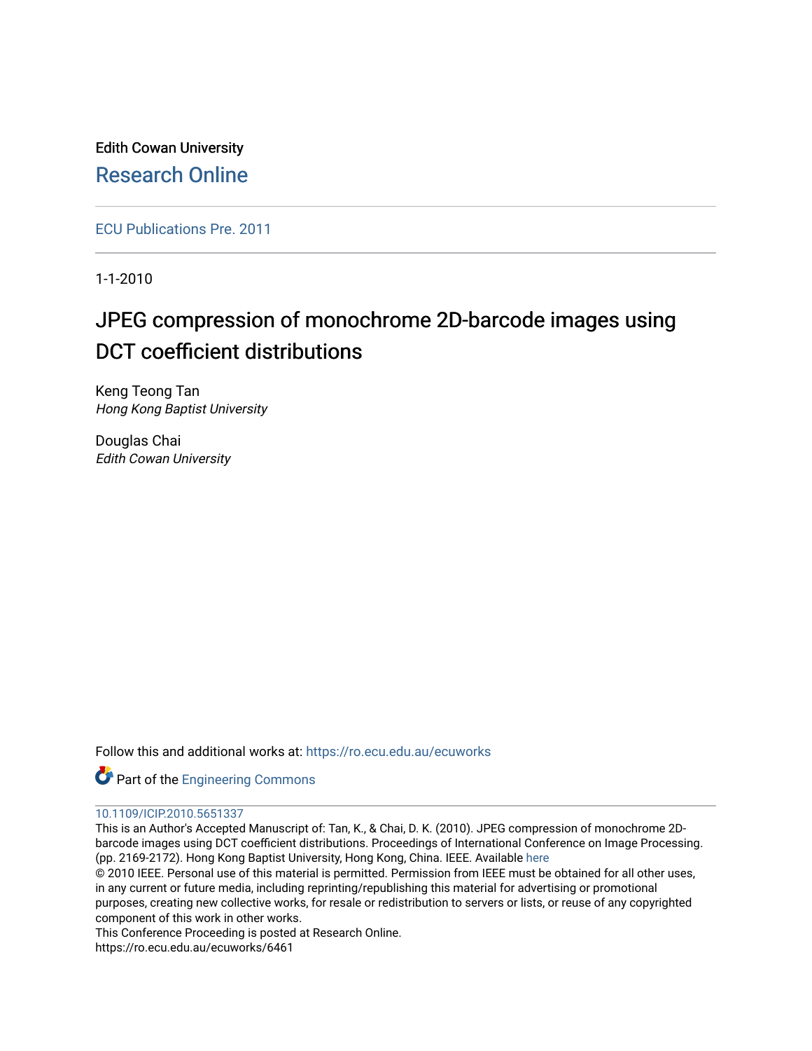Edith Cowan University

Research Online

ECU Publications Pre. 2011

1-1-2010

# JPEG compression of monochrome 2D-barcode images using DCT coefficient distributions

Keng Teong Tan
*Hong Kong Baptist University*

Douglas Chai
*Edith Cowan University*

Follow this and additional works at: https://ro.ecu.edu.au/ecuworks

Part of the Engineering Commons

10.1109/ICIP.2010.5651337

This is an Author's Accepted Manuscript of: Tan, K., & Chai, D. K. (2010). JPEG compression of monochrome 2D-barcode images using DCT coefficient distributions. Proceedings of International Conference on Image Processing. (pp. 2169-2172). Hong Kong Baptist University, Hong Kong, China. IEEE. Available here

© 2010 IEEE. Personal use of this material is permitted. Permission from IEEE must be obtained for all other uses, in any current or future media, including reprinting/republishing this material for advertising or promotional purposes, creating new collective works, for resale or redistribution to servers or lists, or reuse of any copyrighted component of this work in other works.

This Conference Proceeding is posted at Research Online.

https://ro.ecu.edu.au/ecuworks/6461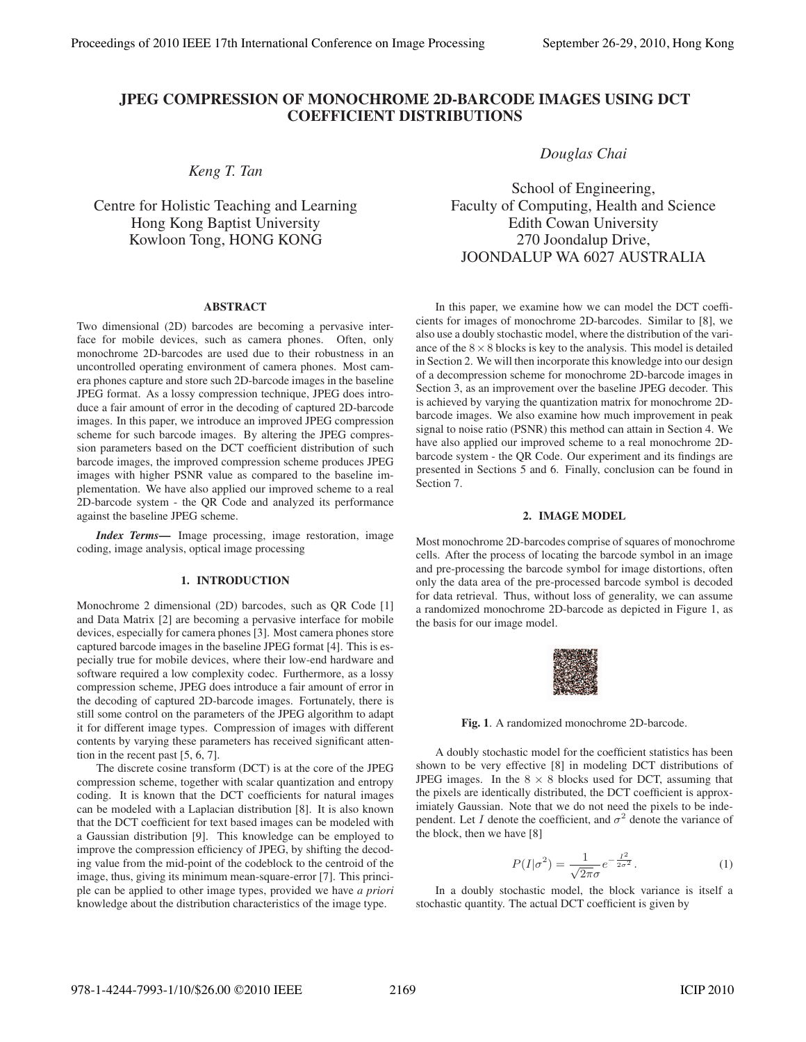# JPEG COMPRESSION OF MONOCHROME 2D-BARCODE IMAGES USING DCT COEFFICIENT DISTRIBUTIONS

*Keng T. Tan*

Centre for Holistic Teaching and Learning
Hong Kong Baptist University
Kowloon Tong, HONG KONG

*Douglas Chai*

School of Engineering,
Faculty of Computing, Health and Science
Edith Cowan University
270 Joondalup Drive,
JOONDALUP WA 6027 AUSTRALIA

## ABSTRACT

Two dimensional (2D) barcodes are becoming a pervasive interface for mobile devices, such as camera phones. Often, only monochrome 2D-barcodes are used due to their robustness in an uncontrolled operating environment of camera phones. Most camera phones capture and store such 2D-barcode images in the baseline JPEG format. As a lossy compression technique, JPEG does introduce a fair amount of error in the decoding of captured 2D-barcode images. In this paper, we introduce an improved JPEG compression scheme for such barcode images. By altering the JPEG compression parameters based on the DCT coefficient distribution of such barcode images, the improved compression scheme produces JPEG images with higher PSNR value as compared to the baseline implementation. We have also applied our improved scheme to a real 2D-barcode system - the QR Code and analyzed its performance against the baseline JPEG scheme.

***Index Terms*—** Image processing, image restoration, image coding, image analysis, optical image processing

## 1. INTRODUCTION

Monochrome 2 dimensional (2D) barcodes, such as QR Code [1] and Data Matrix [2] are becoming a pervasive interface for mobile devices, especially for camera phones [3]. Most camera phones store captured barcode images in the baseline JPEG format [4]. This is especially true for mobile devices, where their low-end hardware and software required a low complexity codec. Furthermore, as a lossy compression scheme, JPEG does introduce a fair amount of error in the decoding of captured 2D-barcode images. Fortunately, there is still some control on the parameters of the JPEG algorithm to adapt it for different image types. Compression of images with different contents by varying these parameters has received significant attention in the recent past [5, 6, 7].

The discrete cosine transform (DCT) is at the core of the JPEG compression scheme, together with scalar quantization and entropy coding. It is known that the DCT coefficients for natural images can be modeled with a Laplacian distribution [8]. It is also known that the DCT coefficient for text based images can be modeled with a Gaussian distribution [9]. This knowledge can be employed to improve the compression efficiency of JPEG, by shifting the decoding value from the mid-point of the codeblock to the centroid of the image, thus, giving its minimum mean-square-error [7]. This principle can be applied to other image types, provided we have *a priori* knowledge about the distribution characteristics of the image type.

In this paper, we examine how we can model the DCT coefficients for images of monochrome 2D-barcodes. Similar to [8], we also use a doubly stochastic model, where the distribution of the variance of the $8 \times 8$ blocks is key to the analysis. This model is detailed in Section 2. We will then incorporate this knowledge into our design of a decompression scheme for monochrome 2D-barcode images in Section 3, as an improvement over the baseline JPEG decoder. This is achieved by varying the quantization matrix for monochrome 2D-barcode images. We also examine how much improvement in peak signal to noise ratio (PSNR) this method can attain in Section 4. We have also applied our improved scheme to a real monochrome 2D-barcode system - the QR Code. Our experiment and its findings are presented in Sections 5 and 6. Finally, conclusion can be found in Section 7.

## 2. IMAGE MODEL

Most monochrome 2D-barcodes comprise of squares of monochrome cells. After the process of locating the barcode symbol in an image and pre-processing the barcode symbol for image distortions, often only the data area of the pre-processed barcode symbol is decoded for data retrieval. Thus, without loss of generality, we can assume a randomized monochrome 2D-barcode as depicted in Figure 1, as the basis for our image model.

**Fig. 1**. A randomized monochrome 2D-barcode.

A doubly stochastic model for the coefficient statistics has been shown to be very effective [8] in modeling DCT distributions of JPEG images. In the $8 \times 8$ blocks used for DCT, assuming that the pixels are identically distributed, the DCT coefficient is approximiately Gaussian. Note that we do not need the pixels to be independent. Let $I$ denote the coefficient, and $\sigma^2$ denote the variance of the block, then we have [8]

$$P(I|\sigma^2) = \frac{1}{\sqrt{2\pi}\sigma} e^{-\frac{I^2}{2\sigma^2}}. \quad (1)$$

In a doubly stochastic model, the block variance is itself a stochastic quantity. The actual DCT coefficient is given by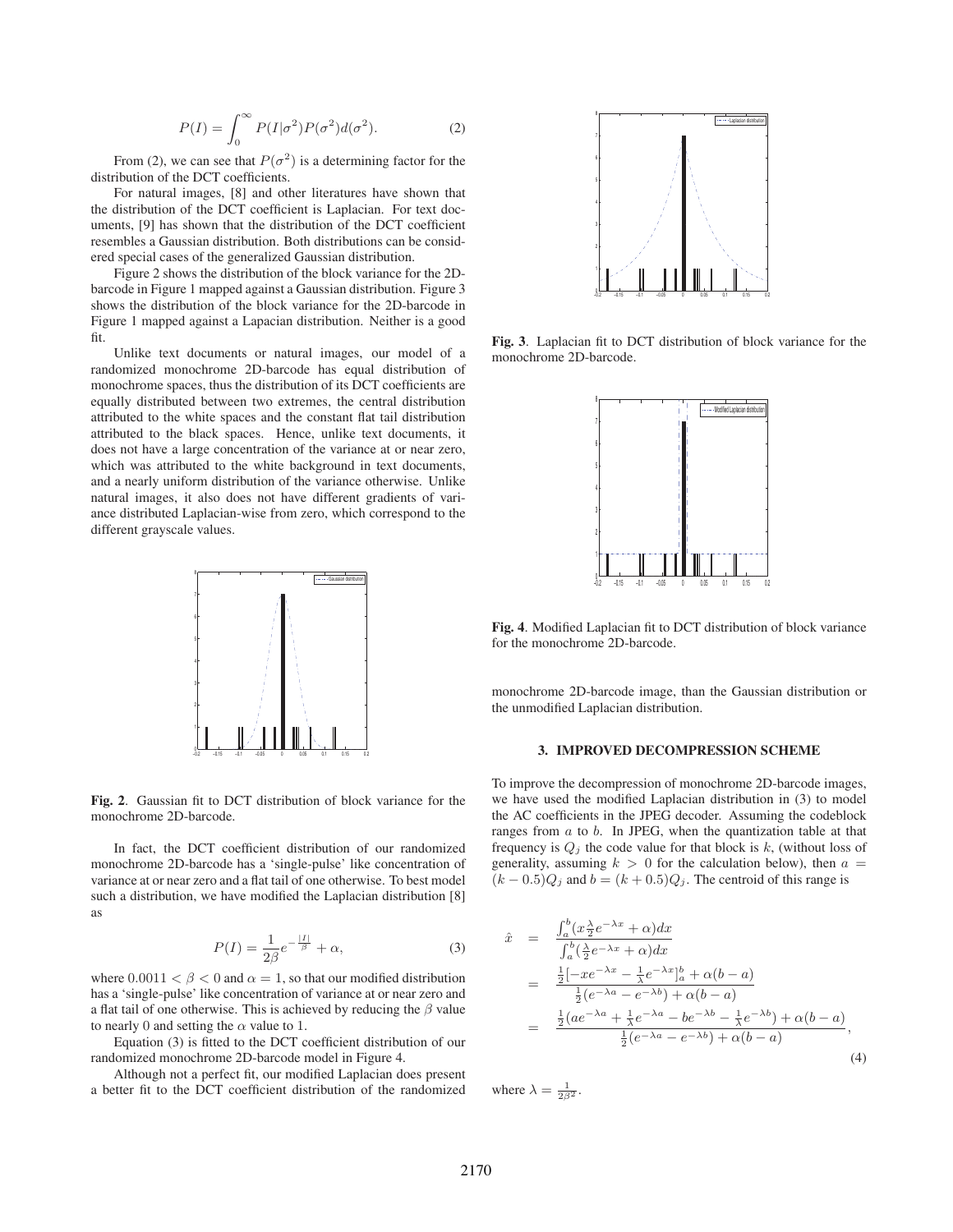$$P(I) = \int_0^\infty P(I|\sigma^2)P(\sigma^2)d(\sigma^2). \tag{2}$$

From (2), we can see that $P(\sigma^2)$ is a determining factor for the distribution of the DCT coefficients.

For natural images, [8] and other literatures have shown that the distribution of the DCT coefficient is Laplacian. For text documents, [9] has shown that the distribution of the DCT coefficient resembles a Gaussian distribution. Both distributions can be considered special cases of the generalized Gaussian distribution.

Figure 2 shows the distribution of the block variance for the 2D-barcode in Figure 1 mapped against a Gaussian distribution. Figure 3 shows the distribution of the block variance for the 2D-barcode in Figure 1 mapped against a Lapacian distribution. Neither is a good fit.

Unlike text documents or natural images, our model of a randomized monochrome 2D-barcode has equal distribution of monochrome spaces, thus the distribution of its DCT coefficients are equally distributed between two extremes, the central distribution attributed to the white spaces and the constant flat tail distribution attributed to the black spaces. Hence, unlike text documents, it does not have a large concentration of the variance at or near zero, which was attributed to the white background in text documents, and a nearly uniform distribution of the variance otherwise. Unlike natural images, it also does not have different gradients of variance distributed Laplacian-wise from zero, which correspond to the different grayscale values.

**Fig. 2**. Gaussian fit to DCT distribution of block variance for the monochrome 2D-barcode.

In fact, the DCT coefficient distribution of our randomized monochrome 2D-barcode has a 'single-pulse' like concentration of variance at or near zero and a flat tail of one otherwise. To best model such a distribution, we have modified the Laplacian distribution [8] as

$$P(I) = \frac{1}{2\beta}e^{-\frac{|I|}{\beta}} + \alpha, \tag{3}$$

where $0.0011 < \beta < 0$ and $\alpha = 1$, so that our modified distribution has a 'single-pulse' like concentration of variance at or near zero and a flat tail of one otherwise. This is achieved by reducing the $\beta$ value to nearly 0 and setting the $\alpha$ value to 1.

Equation (3) is fitted to the DCT coefficient distribution of our randomized monochrome 2D-barcode model in Figure 4.

Although not a perfect fit, our modified Laplacian does present a better fit to the DCT coefficient distribution of the randomized monochrome 2D-barcode image, than the Gaussian distribution or the unmodified Laplacian distribution.

**Fig. 3**. Laplacian fit to DCT distribution of block variance for the monochrome 2D-barcode.

**Fig. 4**. Modified Laplacian fit to DCT distribution of block variance for the monochrome 2D-barcode.

### 3. IMPROVED DECOMPRESSION SCHEME

To improve the decompression of monochrome 2D-barcode images, we have used the modified Laplacian distribution in (3) to model the AC coefficients in the JPEG decoder. Assuming the codeblock ranges from $a$ to $b$. In JPEG, when the quantization table at that frequency is $Q_j$ the code value for that block is $k$, (without loss of generality, assuming $k > 0$ for the calculation below), then $a = (k - 0.5)Q_j$ and $b = (k + 0.5)Q_j$. The centroid of this range is

$$\begin{aligned}
\hat{x} &= \frac{\int_a^b (x\frac{\lambda}{2}e^{-\lambda x} + \alpha)dx}{\int_a^b (\frac{\lambda}{2}e^{-\lambda x} + \alpha)dx} \\
&= \frac{\frac{1}{2}[-xe^{-\lambda x} - \frac{1}{\lambda}e^{-\lambda x}]_a^b + \alpha(b-a)}{\frac{1}{2}(e^{-\lambda a} - e^{-\lambda b}) + \alpha(b-a)} \\
&= \frac{\frac{1}{2}(ae^{-\lambda a} + \frac{1}{\lambda}e^{-\lambda a} - be^{-\lambda b} - \frac{1}{\lambda}e^{-\lambda b}) + \alpha(b-a)}{\frac{1}{2}(e^{-\lambda a} - e^{-\lambda b}) + \alpha(b-a)},
\end{aligned} \tag{4}$$

where $\lambda = \frac{1}{2\beta^2}$.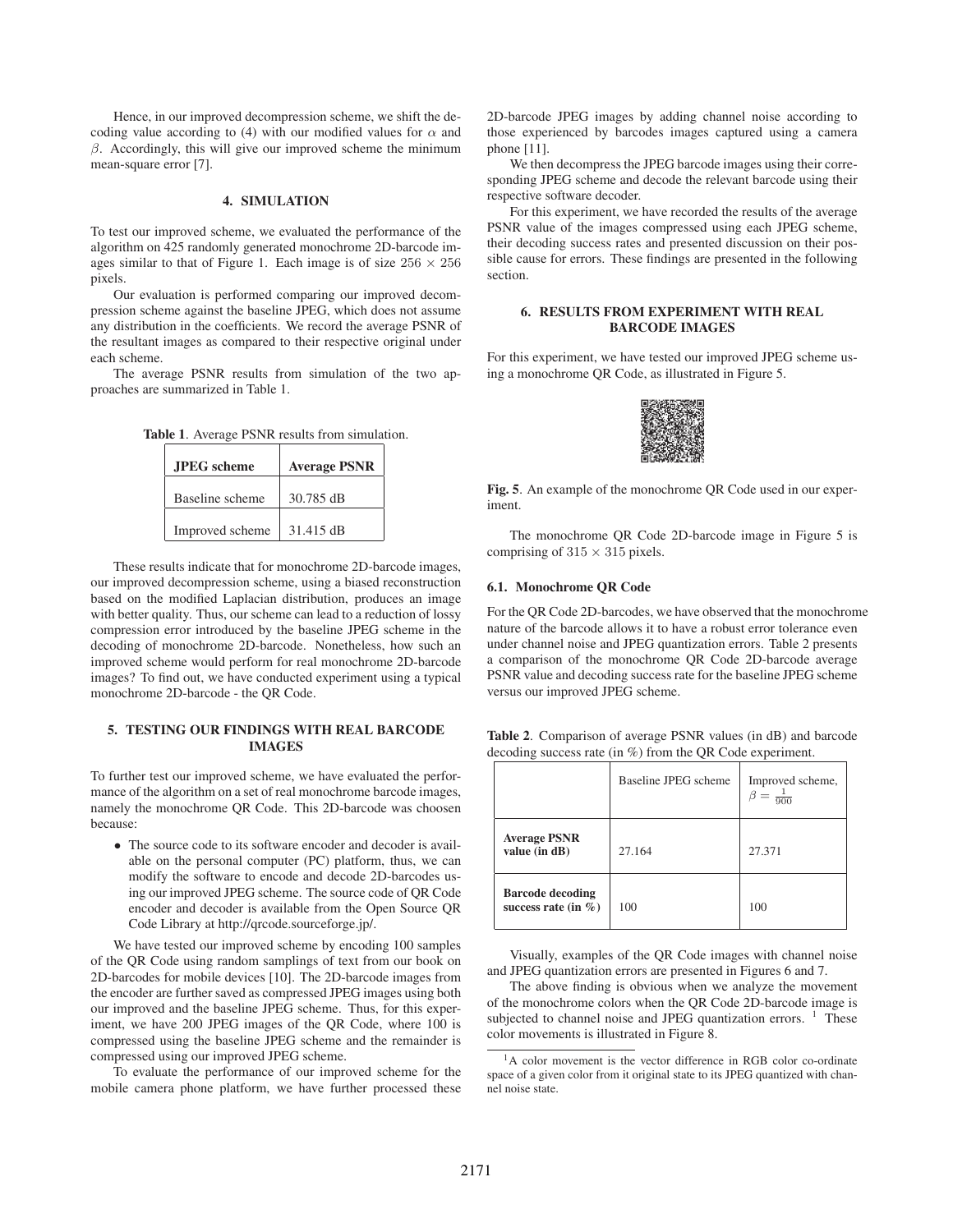Hence, in our improved decompression scheme, we shift the decoding value according to (4) with our modified values for $\alpha$ and $\beta$. Accordingly, this will give our improved scheme the minimum mean-square error [7].

## 4. SIMULATION

To test our improved scheme, we evaluated the performance of the algorithm on 425 randomly generated monochrome 2D-barcode images similar to that of Figure 1. Each image is of size $256 \times 256$ pixels.

Our evaluation is performed comparing our improved decompression scheme against the baseline JPEG, which does not assume any distribution in the coefficients. We record the average PSNR of the resultant images as compared to their respective original under each scheme.

The average PSNR results from simulation of the two approaches are summarized in Table 1.

**Table 1**. Average PSNR results from simulation.

| JPEG scheme | Average PSNR |
|---|---|
| Baseline scheme | 30.785 dB |
| Improved scheme | 31.415 dB |

These results indicate that for monochrome 2D-barcode images, our improved decompression scheme, using a biased reconstruction based on the modified Laplacian distribution, produces an image with better quality. Thus, our scheme can lead to a reduction of lossy compression error introduced by the baseline JPEG scheme in the decoding of monochrome 2D-barcode. Nonetheless, how such an improved scheme would perform for real monochrome 2D-barcode images? To find out, we have conducted experiment using a typical monochrome 2D-barcode - the QR Code.

## 5. TESTING OUR FINDINGS WITH REAL BARCODE IMAGES

To further test our improved scheme, we have evaluated the performance of the algorithm on a set of real monochrome barcode images, namely the monochrome QR Code. This 2D-barcode was choosen because:

- The source code to its software encoder and decoder is available on the personal computer (PC) platform, thus, we can modify the software to encode and decode 2D-barcodes using our improved JPEG scheme. The source code of QR Code encoder and decoder is available from the Open Source QR Code Library at http://qrcode.sourceforge.jp/.

We have tested our improved scheme by encoding 100 samples of the QR Code using random samplings of text from our book on 2D-barcodes for mobile devices [10]. The 2D-barcode images from the encoder are further saved as compressed JPEG images using both our improved and the baseline JPEG scheme. Thus, for this experiment, we have 200 JPEG images of the QR Code, where 100 is compressed using the baseline JPEG scheme and the remainder is compressed using our improved JPEG scheme.

To evaluate the performance of our improved scheme for the mobile camera phone platform, we have further processed these 2D-barcode JPEG images by adding channel noise according to those experienced by barcodes images captured using a camera phone [11].

We then decompress the JPEG barcode images using their corresponding JPEG scheme and decode the relevant barcode using their respective software decoder.

For this experiment, we have recorded the results of the average PSNR value of the images compressed using each JPEG scheme, their decoding success rates and presented discussion on their possible cause for errors. These findings are presented in the following section.

## 6. RESULTS FROM EXPERIMENT WITH REAL BARCODE IMAGES

For this experiment, we have tested our improved JPEG scheme using a monochrome QR Code, as illustrated in Figure 5.

**Fig. 5**. An example of the monochrome QR Code used in our experiment.

The monochrome QR Code 2D-barcode image in Figure 5 is comprising of $315 \times 315$ pixels.

### 6.1. Monochrome QR Code

For the QR Code 2D-barcodes, we have observed that the monochrome nature of the barcode allows it to have a robust error tolerance even under channel noise and JPEG quantization errors. Table 2 presents a comparison of the monochrome QR Code 2D-barcode average PSNR value and decoding success rate for the baseline JPEG scheme versus our improved JPEG scheme.

**Table 2**. Comparison of average PSNR values (in dB) and barcode decoding success rate (in %) from the QR Code experiment.

| | Baseline JPEG scheme | Improved scheme, $\beta = \frac{1}{900}$ |
|---|---|---|
| **Average PSNR value (in dB)** | 27.164 | 27.371 |
| **Barcode decoding success rate (in %)** | 100 | 100 |

Visually, examples of the QR Code images with channel noise and JPEG quantization errors are presented in Figures 6 and 7.

The above finding is obvious when we analyze the movement of the monochrome colors when the QR Code 2D-barcode image is subjected to channel noise and JPEG quantization errors. [1] These color movements is illustrated in Figure 8.

[1] A color movement is the vector difference in RGB color co-ordinate space of a given color from it original state to its JPEG quantized with channel noise state.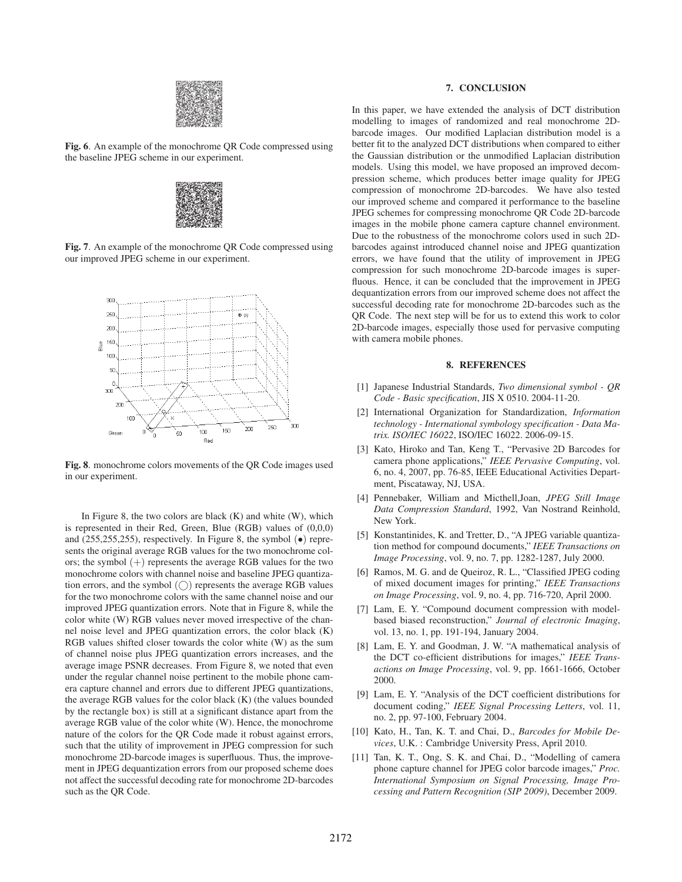Fig. 6. An example of the monochrome QR Code compressed using the baseline JPEG scheme in our experiment.

Fig. 7. An example of the monochrome QR Code compressed using our improved JPEG scheme in our experiment.

300
250
200
150
100
50
0
Blue
300
200
100
Green
0
0
50
100
150
200
250
300
Red
W
K

Fig. 8. monochrome colors movements of the QR Code images used in our experiment.

In Figure 8, the two colors are black (K) and white (W), which is represented in their Red, Green, Blue (RGB) values of (0,0,0) and (255,255,255), respectively. In Figure 8, the symbol ($\bullet$) represents the original average RGB values for the two monochrome colors; the symbol $(+)$ represents the average RGB values for the two monochrome colors with channel noise and baseline JPEG quantization errors, and the symbol $(\bigcirc)$ represents the average RGB values for the two monochrome colors with the same channel noise and our improved JPEG quantization errors. Note that in Figure 8, while the color white (W) RGB values never moved irrespective of the channel noise level and JPEG quantization errors, the color black (K) RGB values shifted closer towards the color white (W) as the sum of channel noise plus JPEG quantization errors increases, and the average image PSNR decreases. From Figure 8, we noted that even under the regular channel noise pertinent to the mobile phone camera capture channel and errors due to different JPEG quantizations, the average RGB values for the color black (K) (the values bounded by the rectangle box) is still at a significant distance apart from the average RGB value of the color white (W). Hence, the monochrome nature of the colors for the QR Code made it robust against errors, such that the utility of improvement in JPEG compression for such monochrome 2D-barcode images is superfluous. Thus, the improvement in JPEG dequantization errors from our proposed scheme does not affect the successful decoding rate for monochrome 2D-barcodes such as the QR Code.

## 7. CONCLUSION

In this paper, we have extended the analysis of DCT distribution modelling to images of randomized and real monochrome 2D-barcode images. Our modified Laplacian distribution model is a better fit to the analyzed DCT distributions when compared to either the Gaussian distribution or the unmodified Laplacian distribution models. Using this model, we have proposed an improved decompression scheme, which produces better image quality for JPEG compression of monochrome 2D-barcodes. We have also tested our improved scheme and compared it performance to the baseline JPEG schemes for compressing monochrome QR Code 2D-barcode images in the mobile phone camera capture channel environment. Due to the robustness of the monochrome colors used in such 2D-barcodes against introduced channel noise and JPEG quantization errors, we have found that the utility of improvement in JPEG compression for such monochrome 2D-barcode images is superfluous. Hence, it can be concluded that the improvement in JPEG dequantization errors from our improved scheme does not affect the successful decoding rate for monochrome 2D-barcodes such as the QR Code. The next step will be for us to extend this work to color 2D-barcode images, especially those used for pervasive computing with camera mobile phones.

## 8. REFERENCES

[1] Japanese Industrial Standards, *Two dimensional symbol - QR Code - Basic specification*, JIS X 0510. 2004-11-20.

[2] International Organization for Standardization, *Information technology - International symbology specification - Data Matrix. ISO/IEC 16022*, ISO/IEC 16022. 2006-09-15.

[3] Kato, Hiroko and Tan, Keng T., "Pervasive 2D Barcodes for camera phone applications," *IEEE Pervasive Computing*, vol. 6, no. 4, 2007, pp. 76-85, IEEE Educational Activities Department, Piscataway, NJ, USA.

[4] Pennebaker, William and Micthell,Joan, *JPEG Still Image Data Compression Standard*, 1992, Van Nostrand Reinhold, New York.

[5] Konstantinides, K. and Tretter, D., "A JPEG variable quantization method for compound documents," *IEEE Transactions on Image Processing*, vol. 9, no. 7, pp. 1282-1287, July 2000.

[6] Ramos, M. G. and de Queiroz, R. L., "Classified JPEG coding of mixed document images for printing," *IEEE Transactions on Image Processing*, vol. 9, no. 4, pp. 716-720, April 2000.

[7] Lam, E. Y. "Compound document compression with model-based biased reconstruction," *Journal of electronic Imaging*, vol. 13, no. 1, pp. 191-194, January 2004.

[8] Lam, E. Y. and Goodman, J. W. "A mathematical analysis of the DCT co-efficient distributions for images," *IEEE Transactions on Image Processing*, vol. 9, pp. 1661-1666, October 2000.

[9] Lam, E. Y. "Analysis of the DCT coefficient distributions for document coding," *IEEE Signal Processing Letters*, vol. 11, no. 2, pp. 97-100, February 2004.

[10] Kato, H., Tan, K. T. and Chai, D., *Barcodes for Mobile Devices*, U.K. : Cambridge University Press, April 2010.

[11] Tan, K. T., Ong, S. K. and Chai, D., "Modelling of camera phone capture channel for JPEG color barcode images," *Proc. International Symposium on Signal Processing, Image Processing and Pattern Recognition (SIP 2009)*, December 2009.